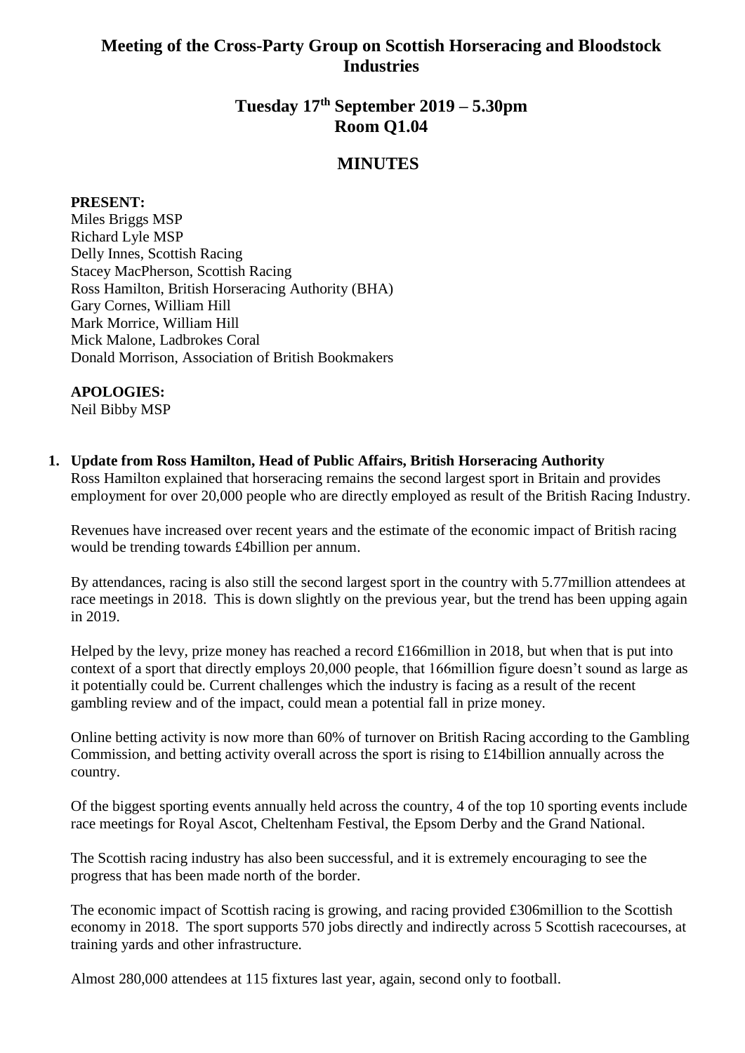# Meeting of the Cross-Party Group on Scottish Horseracing and Bloodstock Industries

## Tuesday 17th September 2019 – 5.30pm
## Room Q1.04

## MINUTES

**PRESENT:**
Miles Briggs MSP
Richard Lyle MSP
Delly Innes, Scottish Racing
Stacey MacPherson, Scottish Racing
Ross Hamilton, British Horseracing Authority (BHA)
Gary Cornes, William Hill
Mark Morrice, William Hill
Mick Malone, Ladbrokes Coral
Donald Morrison, Association of British Bookmakers

**APOLOGIES:**
Neil Bibby MSP

1. **Update from Ross Hamilton, Head of Public Affairs, British Horseracing Authority**
   Ross Hamilton explained that horseracing remains the second largest sport in Britain and provides employment for over 20,000 people who are directly employed as result of the British Racing Industry.

   Revenues have increased over recent years and the estimate of the economic impact of British racing would be trending towards £4billion per annum.

   By attendances, racing is also still the second largest sport in the country with 5.77million attendees at race meetings in 2018. This is down slightly on the previous year, but the trend has been upping again in 2019.

   Helped by the levy, prize money has reached a record £166million in 2018, but when that is put into context of a sport that directly employs 20,000 people, that 166million figure doesn't sound as large as it potentially could be. Current challenges which the industry is facing as a result of the recent gambling review and of the impact, could mean a potential fall in prize money.

   Online betting activity is now more than 60% of turnover on British Racing according to the Gambling Commission, and betting activity overall across the sport is rising to £14billion annually across the country.

   Of the biggest sporting events annually held across the country, 4 of the top 10 sporting events include race meetings for Royal Ascot, Cheltenham Festival, the Epsom Derby and the Grand National.

   The Scottish racing industry has also been successful, and it is extremely encouraging to see the progress that has been made north of the border.

   The economic impact of Scottish racing is growing, and racing provided £306million to the Scottish economy in 2018. The sport supports 570 jobs directly and indirectly across 5 Scottish racecourses, at training yards and other infrastructure.

   Almost 280,000 attendees at 115 fixtures last year, again, second only to football.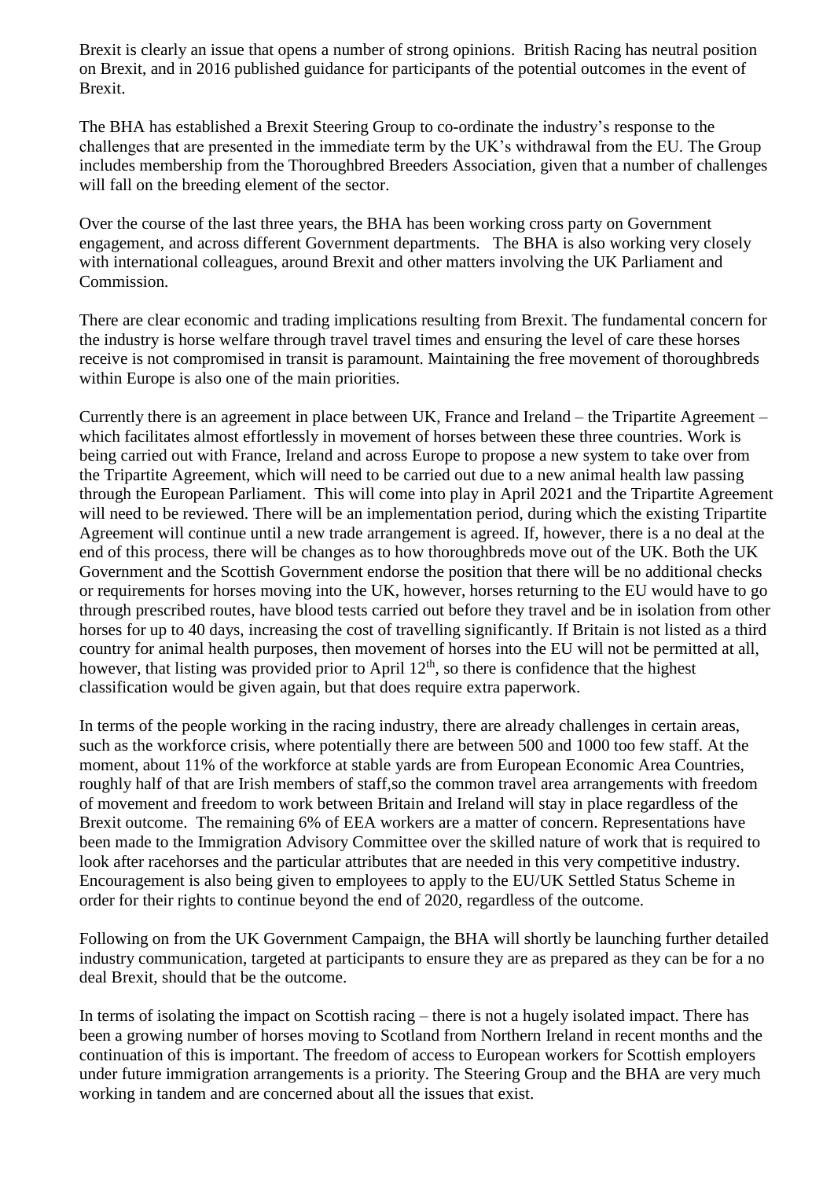Brexit is clearly an issue that opens a number of strong opinions. British Racing has neutral position on Brexit, and in 2016 published guidance for participants of the potential outcomes in the event of Brexit.

The BHA has established a Brexit Steering Group to co-ordinate the industry's response to the challenges that are presented in the immediate term by the UK's withdrawal from the EU. The Group includes membership from the Thoroughbred Breeders Association, given that a number of challenges will fall on the breeding element of the sector.

Over the course of the last three years, the BHA has been working cross party on Government engagement, and across different Government departments. The BHA is also working very closely with international colleagues, around Brexit and other matters involving the UK Parliament and Commission.

There are clear economic and trading implications resulting from Brexit. The fundamental concern for the industry is horse welfare through travel travel times and ensuring the level of care these horses receive is not compromised in transit is paramount. Maintaining the free movement of thoroughbreds within Europe is also one of the main priorities.

Currently there is an agreement in place between UK, France and Ireland – the Tripartite Agreement – which facilitates almost effortlessly in movement of horses between these three countries. Work is being carried out with France, Ireland and across Europe to propose a new system to take over from the Tripartite Agreement, which will need to be carried out due to a new animal health law passing through the European Parliament. This will come into play in April 2021 and the Tripartite Agreement will need to be reviewed. There will be an implementation period, during which the existing Tripartite Agreement will continue until a new trade arrangement is agreed. If, however, there is a no deal at the end of this process, there will be changes as to how thoroughbreds move out of the UK. Both the UK Government and the Scottish Government endorse the position that there will be no additional checks or requirements for horses moving into the UK, however, horses returning to the EU would have to go through prescribed routes, have blood tests carried out before they travel and be in isolation from other horses for up to 40 days, increasing the cost of travelling significantly. If Britain is not listed as a third country for animal health purposes, then movement of horses into the EU will not be permitted at all, however, that listing was provided prior to April 12th, so there is confidence that the highest classification would be given again, but that does require extra paperwork.

In terms of the people working in the racing industry, there are already challenges in certain areas, such as the workforce crisis, where potentially there are between 500 and 1000 too few staff. At the moment, about 11% of the workforce at stable yards are from European Economic Area Countries, roughly half of that are Irish members of staff,so the common travel area arrangements with freedom of movement and freedom to work between Britain and Ireland will stay in place regardless of the Brexit outcome. The remaining 6% of EEA workers are a matter of concern. Representations have been made to the Immigration Advisory Committee over the skilled nature of work that is required to look after racehorses and the particular attributes that are needed in this very competitive industry. Encouragement is also being given to employees to apply to the EU/UK Settled Status Scheme in order for their rights to continue beyond the end of 2020, regardless of the outcome.

Following on from the UK Government Campaign, the BHA will shortly be launching further detailed industry communication, targeted at participants to ensure they are as prepared as they can be for a no deal Brexit, should that be the outcome.

In terms of isolating the impact on Scottish racing – there is not a hugely isolated impact. There has been a growing number of horses moving to Scotland from Northern Ireland in recent months and the continuation of this is important. The freedom of access to European workers for Scottish employers under future immigration arrangements is a priority. The Steering Group and the BHA are very much working in tandem and are concerned about all the issues that exist.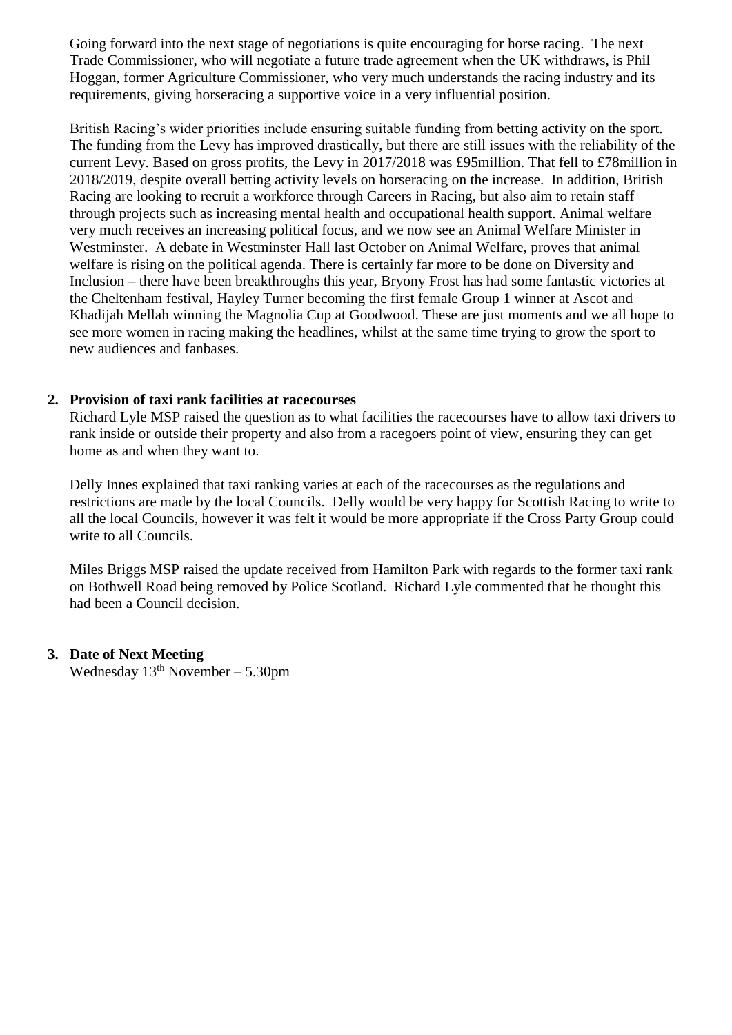Going forward into the next stage of negotiations is quite encouraging for horse racing. The next Trade Commissioner, who will negotiate a future trade agreement when the UK withdraws, is Phil Hoggan, former Agriculture Commissioner, who very much understands the racing industry and its requirements, giving horseracing a supportive voice in a very influential position.

British Racing's wider priorities include ensuring suitable funding from betting activity on the sport. The funding from the Levy has improved drastically, but there are still issues with the reliability of the current Levy. Based on gross profits, the Levy in 2017/2018 was £95million. That fell to £78million in 2018/2019, despite overall betting activity levels on horseracing on the increase. In addition, British Racing are looking to recruit a workforce through Careers in Racing, but also aim to retain staff through projects such as increasing mental health and occupational health support. Animal welfare very much receives an increasing political focus, and we now see an Animal Welfare Minister in Westminster. A debate in Westminster Hall last October on Animal Welfare, proves that animal welfare is rising on the political agenda. There is certainly far more to be done on Diversity and Inclusion – there have been breakthroughs this year, Bryony Frost has had some fantastic victories at the Cheltenham festival, Hayley Turner becoming the first female Group 1 winner at Ascot and Khadijah Mellah winning the Magnolia Cup at Goodwood. These are just moments and we all hope to see more women in racing making the headlines, whilst at the same time trying to grow the sport to new audiences and fanbases.

2. **Provision of taxi rank facilities at racecourses**

Richard Lyle MSP raised the question as to what facilities the racecourses have to allow taxi drivers to rank inside or outside their property and also from a racegoers point of view, ensuring they can get home as and when they want to.

Delly Innes explained that taxi ranking varies at each of the racecourses as the regulations and restrictions are made by the local Councils. Delly would be very happy for Scottish Racing to write to all the local Councils, however it was felt it would be more appropriate if the Cross Party Group could write to all Councils.

Miles Briggs MSP raised the update received from Hamilton Park with regards to the former taxi rank on Bothwell Road being removed by Police Scotland. Richard Lyle commented that he thought this had been a Council decision.

3. **Date of Next Meeting**

Wednesday 13th November – 5.30pm